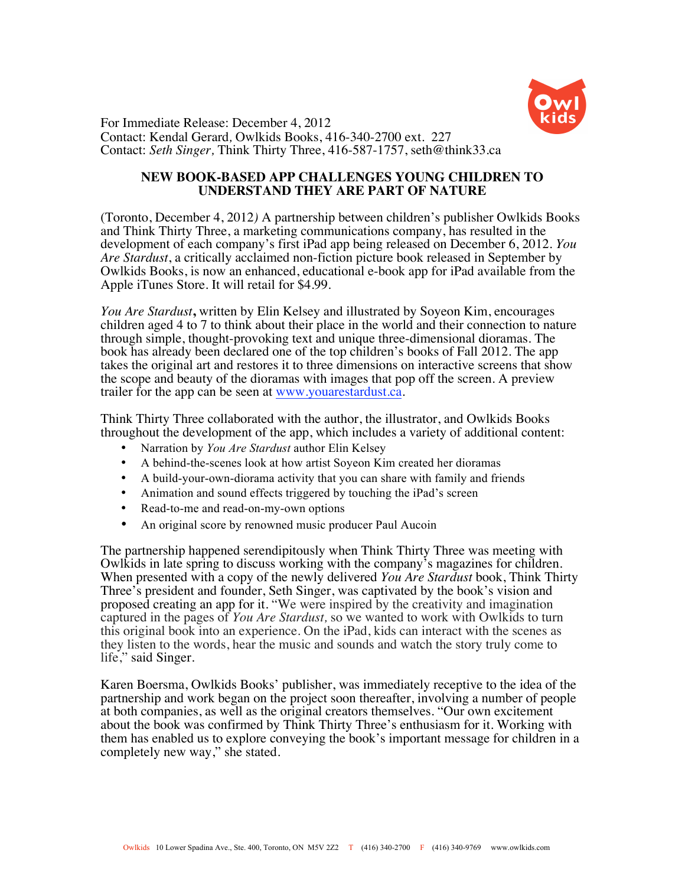For Immediate Release: December 4, 2012
Contact: Kendal Gerard, Owlkids Books, 416-340-2700 ext. 227
Contact: *Seth Singer*, Think Thirty Three, 416-587-1757, seth@think33.ca

**NEW BOOK-BASED APP CHALLENGES YOUNG CHILDREN TO UNDERSTAND THEY ARE PART OF NATURE**

(Toronto, December 4, 2012) A partnership between children's publisher Owlkids Books and Think Thirty Three, a marketing communications company, has resulted in the development of each company's first iPad app being released on December 6, 2012. *You Are Stardust*, a critically acclaimed non-fiction picture book released in September by Owlkids Books, is now an enhanced, educational e-book app for iPad available from the Apple iTunes Store. It will retail for $4.99.

*You Are Stardust***,** written by Elin Kelsey and illustrated by Soyeon Kim, encourages children aged 4 to 7 to think about their place in the world and their connection to nature through simple, thought-provoking text and unique three-dimensional dioramas. The book has already been declared one of the top children's books of Fall 2012. The app takes the original art and restores it to three dimensions on interactive screens that show the scope and beauty of the dioramas with images that pop off the screen. A preview trailer for the app can be seen at www.youarestardust.ca.

Think Thirty Three collaborated with the author, the illustrator, and Owlkids Books throughout the development of the app, which includes a variety of additional content:

- Narration by *You Are Stardust* author Elin Kelsey
- A behind-the-scenes look at how artist Soyeon Kim created her dioramas
- A build-your-own-diorama activity that you can share with family and friends
- Animation and sound effects triggered by touching the iPad's screen
- Read-to-me and read-on-my-own options
- An original score by renowned music producer Paul Aucoin

The partnership happened serendipitously when Think Thirty Three was meeting with Owlkids in late spring to discuss working with the company's magazines for children. When presented with a copy of the newly delivered *You Are Stardust* book, Think Thirty Three's president and founder, Seth Singer, was captivated by the book's vision and proposed creating an app for it. "We were inspired by the creativity and imagination captured in the pages of *You Are Stardust,* so we wanted to work with Owlkids to turn this original book into an experience. On the iPad, kids can interact with the scenes as they listen to the words, hear the music and sounds and watch the story truly come to life," said Singer.

Karen Boersma, Owlkids Books' publisher, was immediately receptive to the idea of the partnership and work began on the project soon thereafter, involving a number of people at both companies, as well as the original creators themselves. "Our own excitement about the book was confirmed by Think Thirty Three's enthusiasm for it. Working with them has enabled us to explore conveying the book's important message for children in a completely new way," she stated.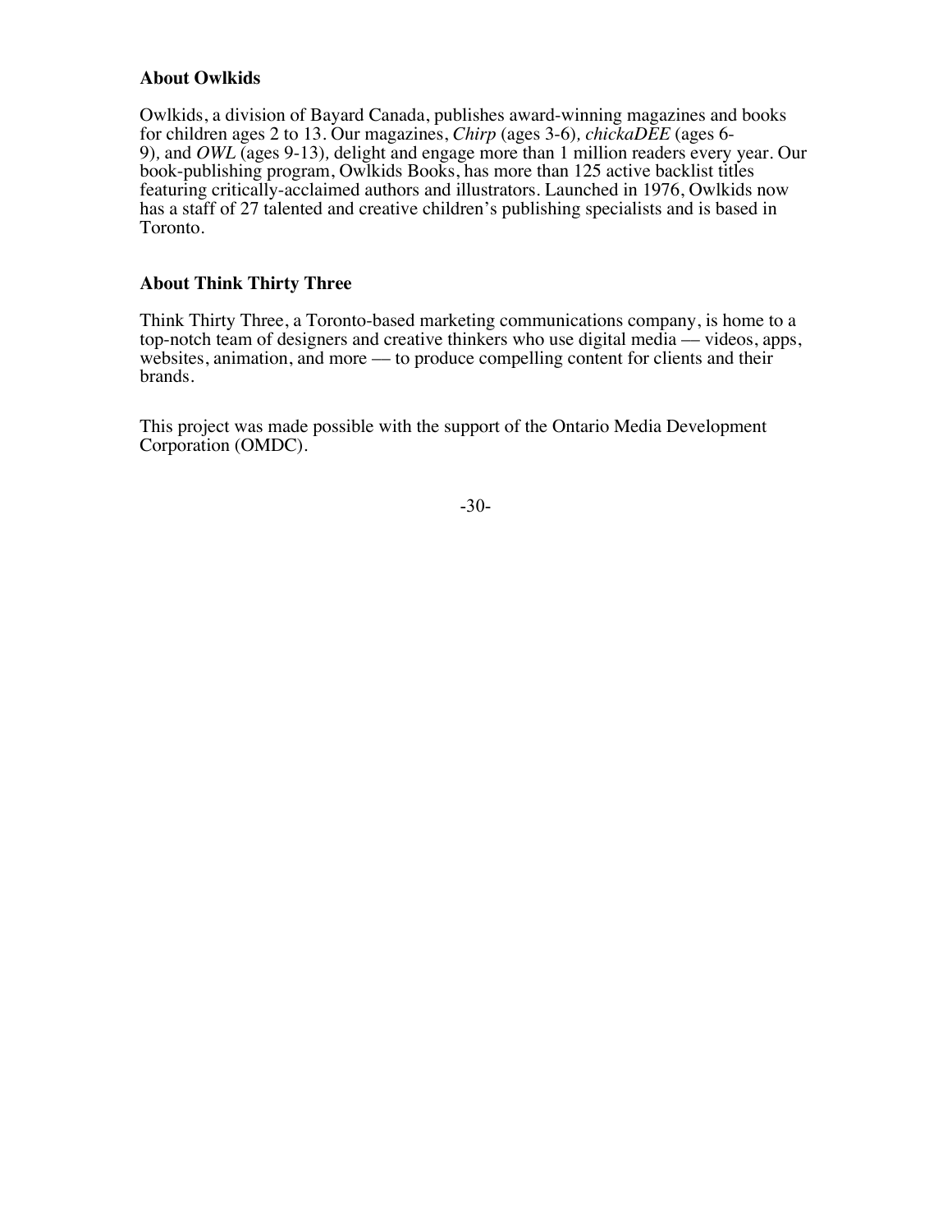**About Owlkids**

Owlkids, a division of Bayard Canada, publishes award-winning magazines and books for children ages 2 to 13. Our magazines, *Chirp* (ages 3-6), *chickaDEE* (ages 6-9), and *OWL* (ages 9-13), delight and engage more than 1 million readers every year. Our book-publishing program, Owlkids Books, has more than 125 active backlist titles featuring critically-acclaimed authors and illustrators. Launched in 1976, Owlkids now has a staff of 27 talented and creative children's publishing specialists and is based in Toronto.

**About Think Thirty Three**

Think Thirty Three, a Toronto-based marketing communications company, is home to a top-notch team of designers and creative thinkers who use digital media — videos, apps, websites, animation, and more — to produce compelling content for clients and their brands.

This project was made possible with the support of the Ontario Media Development Corporation (OMDC).

-30-